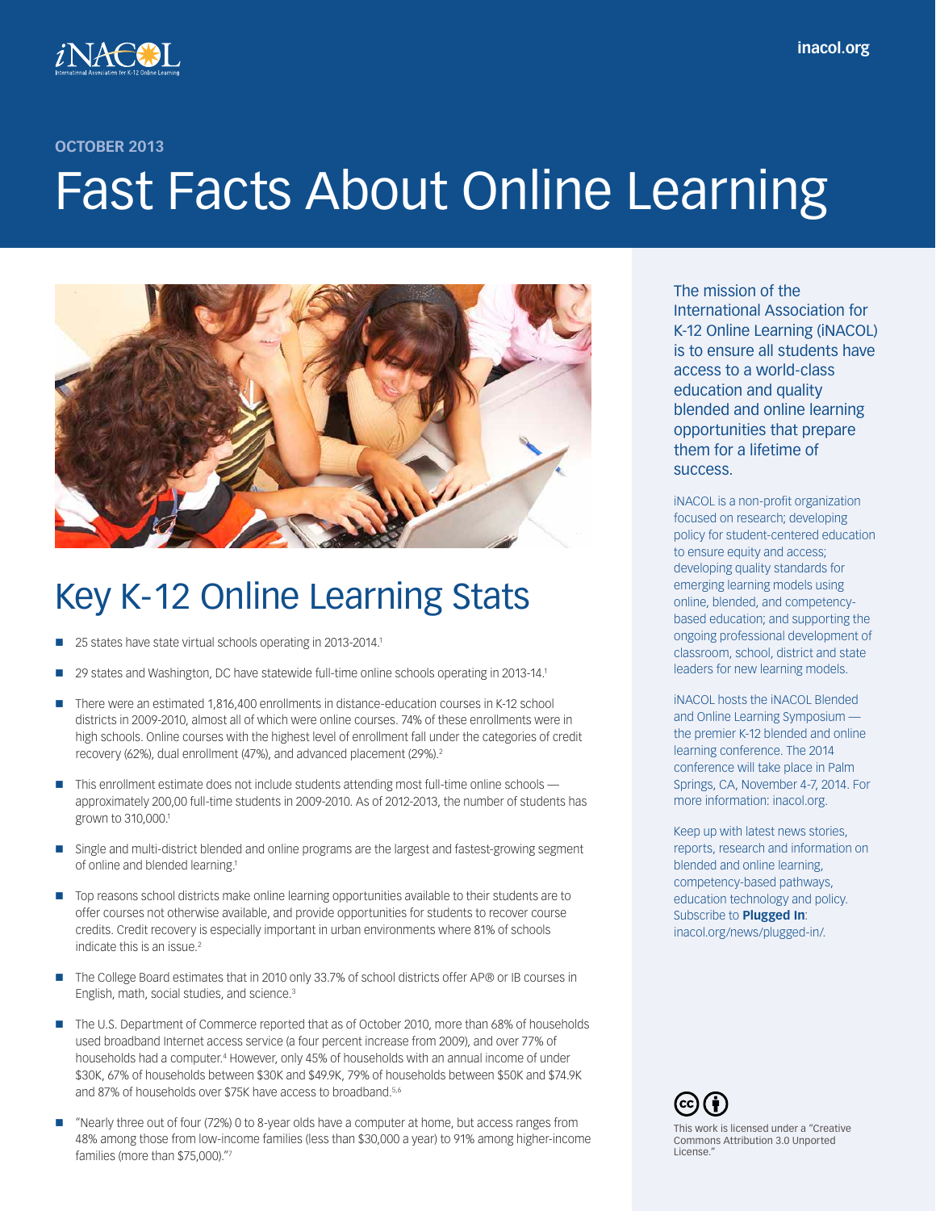OCTOBER 2013

# Fast Facts About Online Learning

## Key K-12 Online Learning Stats

- 25 states have state virtual schools operating in 2013-2014.[1]
- 29 states and Washington, DC have statewide full-time online schools operating in 2013-14.[1]
- There were an estimated 1,816,400 enrollments in distance-education courses in K-12 school districts in 2009-2010, almost all of which were online courses. 74% of these enrollments were in high schools. Online courses with the highest level of enrollment fall under the categories of credit recovery (62%), dual enrollment (47%), and advanced placement (29%).[2]
- This enrollment estimate does not include students attending most full-time online schools — approximately 200,00 full-time students in 2009-2010. As of 2012-2013, the number of students has grown to 310,000.[1]
- Single and multi-district blended and online programs are the largest and fastest-growing segment of online and blended learning.[1]
- Top reasons school districts make online learning opportunities available to their students are to offer courses not otherwise available, and provide opportunities for students to recover course credits. Credit recovery is especially important in urban environments where 81% of schools indicate this is an issue.[2]
- The College Board estimates that in 2010 only 33.7% of school districts offer AP® or IB courses in English, math, social studies, and science.[3]
- The U.S. Department of Commerce reported that as of October 2010, more than 68% of households used broadband Internet access service (a four percent increase from 2009), and over 77% of households had a computer.[4] However, only 45% of households with an annual income of under $30K, 67% of households between $30K and $49.9K, 79% of households between $50K and $74.9K and 87% of households over $75K have access to broadband.[5,6]
- "Nearly three out of four (72%) 0 to 8-year olds have a computer at home, but access ranges from 48% among those from low-income families (less than $30,000 a year) to 91% among higher-income families (more than $75,000)."[7]

The mission of the International Association for K-12 Online Learning (iNACOL) is to ensure all students have access to a world-class education and quality blended and online learning opportunities that prepare them for a lifetime of success.

iNACOL is a non-profit organization focused on research; developing policy for student-centered education to ensure equity and access; developing quality standards for emerging learning models using online, blended, and competency-based education; and supporting the ongoing professional development of classroom, school, district and state leaders for new learning models.

iNACOL hosts the iNACOL Blended and Online Learning Symposium — the premier K-12 blended and online learning conference. The 2014 conference will take place in Palm Springs, CA, November 4-7, 2014. For more information: inacol.org.

Keep up with latest news stories, reports, research and information on blended and online learning, competency-based pathways, education technology and policy. Subscribe to **Plugged In**: inacol.org/news/plugged-in/.

This work is licensed under a "Creative Commons Attribution 3.0 Unported License."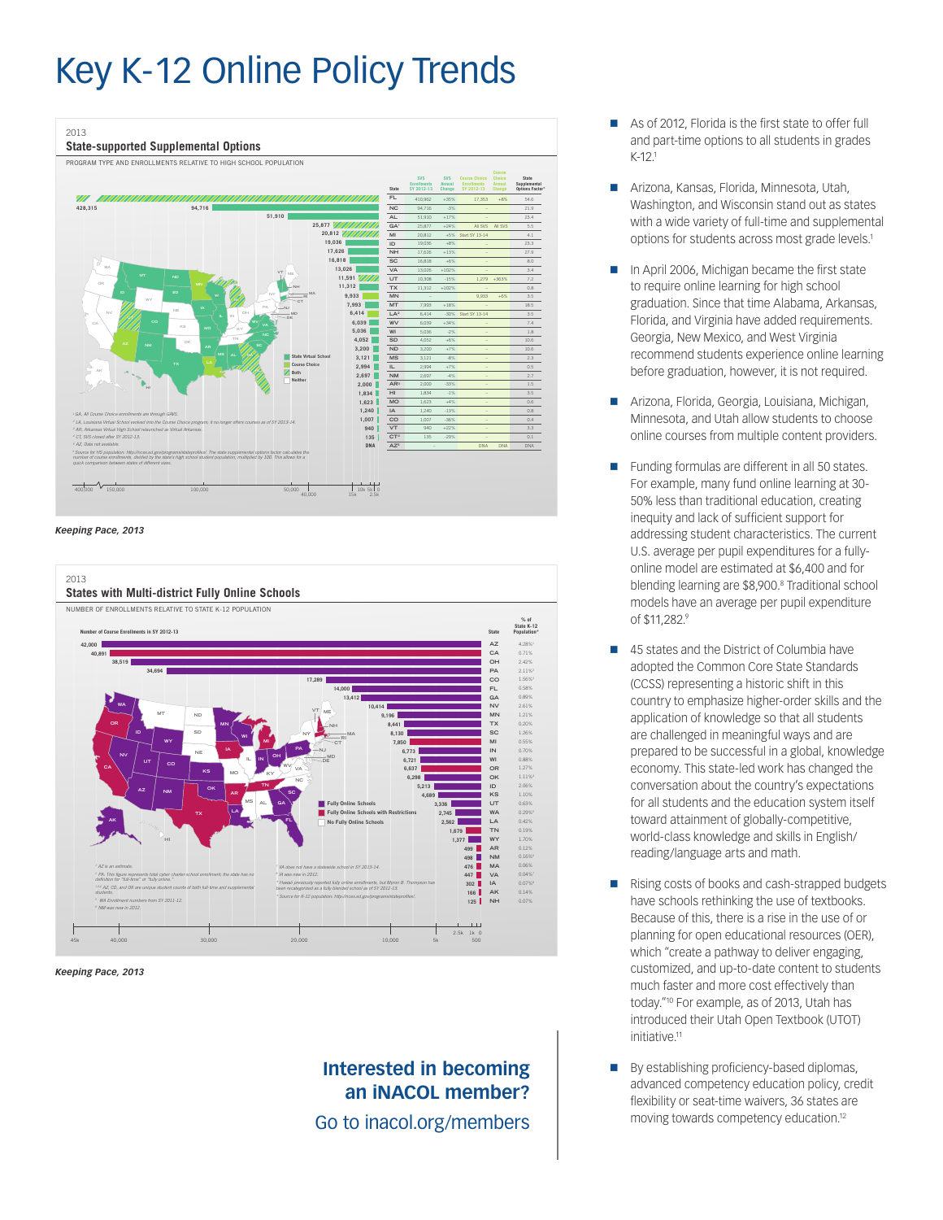# Key K-12 Online Policy Trends

2013

**State-supported Supplemental Options**

PROGRAM TYPE AND ENROLLMENTS RELATIVE TO HIGH SCHOOL POPULATION

| State | SVS Enrollments SY 2012-13 | SVS Annual Change | Course Choice Enrollments SY 2012-13 | Course Choice Annual Change | State Supplemental Options Factor* |
|---|---|---|---|---|---|
| FL | 410,962 | +35% | 17,353 | +8% | 54.6 |
| NC | 94,716 | -3% | – | | 21.9 |
| AL | 51,910 | +17% | – | | 23.4 |
| GA[1] | 25,877 | +24% | All SVS | All SVS | 5.5 |
| MI | 20,812 | +5% | Start SY 13-14 | | 4.1 |
| ID | 19,036 | +8% | – | | 23.3 |
| NH | 17,626 | +13% | – | | 27.9 |
| SC | 16,818 | +6% | – | | 8.0 |
| VA | 13,026 | +102% | – | | 3.4 |
| UT | 10,308 | -15% | 1,279 | +363% | 7.2 |
| TX | 11,312 | +102% | – | | 0.8 |
| MN | – | | 9,933 | +6% | 3.5 |
| MT | 7,993 | +18% | – | | 18.5 |
| LA[2] | 6,414 | -30% | Start SY 13-14 | | 3.5 |
| WV | 6,039 | +34% | – | | 7.4 |
| WI | 5,036 | -2% | – | | 1.8 |
| SD | 4,052 | +6% | – | | 10.6 |
| ND | 3,200 | +7% | – | | 10.6 |
| MS | 3,121 | -8% | – | | 2.3 |
| IL | 2,994 | +7% | – | | 0.5 |
| NM | 2,697 | -4% | – | | 2.7 |
| AR[3] | 2,000 | -35% | – | | 1.5 |
| HI | 1,834 | -1% | – | | 3.5 |
| MO | 1,623 | +4% | – | | 0.6 |
| IA | 1,240 | -13% | – | | 0.8 |
| CO | 1,007 | -36% | – | | 0.4 |
| VT | 940 | +22% | – | | 3.3 |
| CT[4] | 135 | -29% | – | | 0.1 |
| AZ[5] | – | | DNA | DNA | DNA |

Legend: State Virtual School; Course Choice; Both; Neither

[1] GA, All Course Choice enrollments are through GAVS.
[2] LA, Louisiana Virtual School evolved into the Course Choice program; it no longer offers courses as of SY 2013-14.
[3] AR, Arkansas Virtual High School relaunched as Virtual Arkansas.
[4] CT, SVS closed after SY 2012-13.
[5] AZ, Data not available.
* Source for HS population: http://nces.ed.gov/programs/stateprofiles/. The state supplemental options factor calculates the number of course enrollments, divided by the state's high school student population, multiplied by 100. This allows for a quick comparison between states of different sizes.

*Keeping Pace, 2013*

2013

**States with Multi-district Fully Online Schools**

NUMBER OF ENROLLMENTS RELATIVE TO STATE K-12 POPULATION

| Number of Course Enrollments in SY 2012-13 | State | % of State K-12 Population* |
|---|---|---|
| 42,000 | AZ | 4.28%[1] |
| 40,891 | CA | 0.71% |
| 38,519 | OH | 2.42% |
| 34,694 | PA | 2.11%[2] |
| 17,289 | CO | 1.56%[3] |
| 14,000 | FL | 0.58% |
| 13,412 | GA | 0.89% |
| 10,414 | NV | 2.61% |
| 9,196 | MN | 1.21% |
| 8,441 | TX | 0.20% |
| 8,130 | SC | 1.26% |
| 7,850 | MI | 0.55% |
| 6,773 | IN | 0.70% |
| 6,721 | WI | 0.88% |
| 6,637 | OR | 1.27% |
| 6,298 | OK | 1.11%[4] |
| 5,213 | ID | 2.06% |
| 4,689 | KS | 1.10% |
| 3,336 | UT | 0.63% |
| 2,745 | WA | 0.29%[5] |
| 2,562 | LA | 0.42% |
| 1,679 | TN | 0.19% |
| 1,377 | WY | 1.70% |
| 499 | AR | 0.12% |
| 498 | NM | 0.15%[6] |
| 476 | MA | 0.06% |
| 447 | VA | 0.04%[7] |
| 302 | IA | 0.07%[8] |
| 166 | AK | 0.14% |
| 125 | NH | 0.07% |

Legend: Fully Online Schools; Fully Online Schools with Restrictions; No Fully Online Schools

[1] AZ is an estimate.
[2] PA: This figure represents total cyber charter school enrollment; the state has no definition for "full-time" or "fully online."
[3,4,5] AZ, CO, and OR are unique student counts of both full-time and supplemental students.
[5] WA Enrollment numbers from SY 2011-12.
[6] NM was new in 2012.
[7] VA does not have a statewide school in SY 2013-14.
[8] IA was new in 2012.
* Hawaii previously reported fully online enrollments, but Myron B. Thompson has been recategorized as a fully blended school as of SY 2012-13.
* Source for K-12 population: http://nces.ed.gov/programs/stateprofiles/.

*Keeping Pace, 2013*

- As of 2012, Florida is the first state to offer full and part-time options to all students in grades K-12.[1]
- Arizona, Kansas, Florida, Minnesota, Utah, Washington, and Wisconsin stand out as states with a wide variety of full-time and supplemental options for students across most grade levels.[1]
- In April 2006, Michigan became the first state to require online learning for high school graduation. Since that time Alabama, Arkansas, Florida, and Virginia have added requirements. Georgia, New Mexico, and West Virginia recommend students experience online learning before graduation, however, it is not required.
- Arizona, Florida, Georgia, Louisiana, Michigan, Minnesota, and Utah allow students to choose online courses from multiple content providers.
- Funding formulas are different in all 50 states. For example, many fund online learning at 30-50% less than traditional education, creating inequity and lack of sufficient support for addressing student characteristics. The current U.S. average per pupil expenditures for a fully-online model are estimated at $6,400 and for blending learning are $8,900.[8] Traditional school models have an average per pupil expenditure of $11,282.[9]
- 45 states and the District of Columbia have adopted the Common Core State Standards (CCSS) representing a historic shift in this country to emphasize higher-order skills and the application of knowledge so that all students are challenged in meaningful ways and are prepared to be successful in a global, knowledge economy. This state-led work has changed the conversation about the country's expectations for all students and the education system itself toward attainment of globally-competitive, world-class knowledge and skills in English/reading/language arts and math.
- Rising costs of books and cash-strapped budgets have schools rethinking the use of textbooks. Because of this, there is a rise in the use of or planning for open educational resources (OER), which "create a pathway to deliver engaging, customized, and up-to-date content to students much faster and more cost effectively than today."[10] For example, as of 2013, Utah has introduced their Utah Open Textbook (UTOT) initiative.[11]
- By establishing proficiency-based diplomas, advanced competency education policy, credit flexibility or seat-time waivers, 36 states are moving towards competency education.[12]

**Interested in becoming an iNACOL member?**

Go to inacol.org/members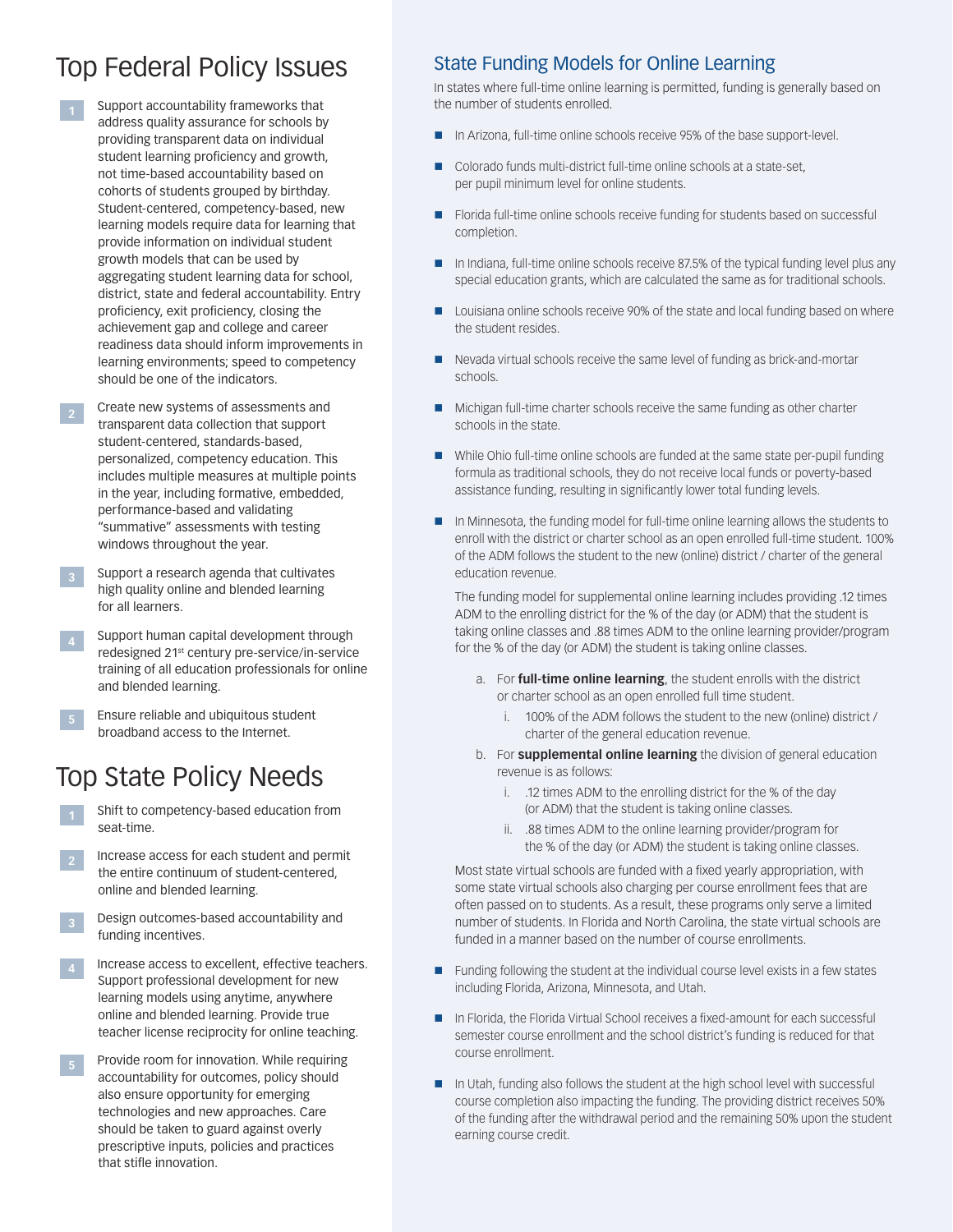# Top Federal Policy Issues

1. Support accountability frameworks that address quality assurance for schools by providing transparent data on individual student learning proficiency and growth, not time-based accountability based on cohorts of students grouped by birthday. Student-centered, competency-based, new learning models require data for learning that provide information on individual student growth models that can be used by aggregating student learning data for school, district, state and federal accountability. Entry proficiency, exit proficiency, closing the achievement gap and college and career readiness data should inform improvements in learning environments; speed to competency should be one of the indicators.
2. Create new systems of assessments and transparent data collection that support student-centered, standards-based, personalized, competency education. This includes multiple measures at multiple points in the year, including formative, embedded, performance-based and validating "summative" assessments with testing windows throughout the year.
3. Support a research agenda that cultivates high quality online and blended learning for all learners.
4. Support human capital development through redesigned 21st century pre-service/in-service training of all education professionals for online and blended learning.
5. Ensure reliable and ubiquitous student broadband access to the Internet.

# Top State Policy Needs

1. Shift to competency-based education from seat-time.
2. Increase access for each student and permit the entire continuum of student-centered, online and blended learning.
3. Design outcomes-based accountability and funding incentives.
4. Increase access to excellent, effective teachers. Support professional development for new learning models using anytime, anywhere online and blended learning. Provide true teacher license reciprocity for online teaching.
5. Provide room for innovation. While requiring accountability for outcomes, policy should also ensure opportunity for emerging technologies and new approaches. Care should be taken to guard against overly prescriptive inputs, policies and practices that stifle innovation.

## State Funding Models for Online Learning

In states where full-time online learning is permitted, funding is generally based on the number of students enrolled.

- In Arizona, full-time online schools receive 95% of the base support-level.
- Colorado funds multi-district full-time online schools at a state-set, per pupil minimum level for online students.
- Florida full-time online schools receive funding for students based on successful completion.
- In Indiana, full-time online schools receive 87.5% of the typical funding level plus any special education grants, which are calculated the same as for traditional schools.
- Louisiana online schools receive 90% of the state and local funding based on where the student resides.
- Nevada virtual schools receive the same level of funding as brick-and-mortar schools.
- Michigan full-time charter schools receive the same funding as other charter schools in the state.
- While Ohio full-time online schools are funded at the same state per-pupil funding formula as traditional schools, they do not receive local funds or poverty-based assistance funding, resulting in significantly lower total funding levels.
- In Minnesota, the funding model for full-time online learning allows the students to enroll with the district or charter school as an open enrolled full-time student. 100% of the ADM follows the student to the new (online) district / charter of the general education revenue.

  The funding model for supplemental online learning includes providing .12 times ADM to the enrolling district for the % of the day (or ADM) that the student is taking online classes and .88 times ADM to the online learning provider/program for the % of the day (or ADM) the student is taking online classes.

  a. For **full-time online learning**, the student enrolls with the district or charter school as an open enrolled full time student.
     i. 100% of the ADM follows the student to the new (online) district / charter of the general education revenue.
  b. For **supplemental online learning** the division of general education revenue is as follows:
     i. .12 times ADM to the enrolling district for the % of the day (or ADM) that the student is taking online classes.
     ii. .88 times ADM to the online learning provider/program for the % of the day (or ADM) the student is taking online classes.

  Most state virtual schools are funded with a fixed yearly appropriation, with some state virtual schools also charging per course enrollment fees that are often passed on to students. As a result, these programs only serve a limited number of students. In Florida and North Carolina, the state virtual schools are funded in a manner based on the number of course enrollments.

- Funding following the student at the individual course level exists in a few states including Florida, Arizona, Minnesota, and Utah.
- In Florida, the Florida Virtual School receives a fixed-amount for each successful semester course enrollment and the school district's funding is reduced for that course enrollment.
- In Utah, funding also follows the student at the high school level with successful course completion also impacting the funding. The providing district receives 50% of the funding after the withdrawal period and the remaining 50% upon the student earning course credit.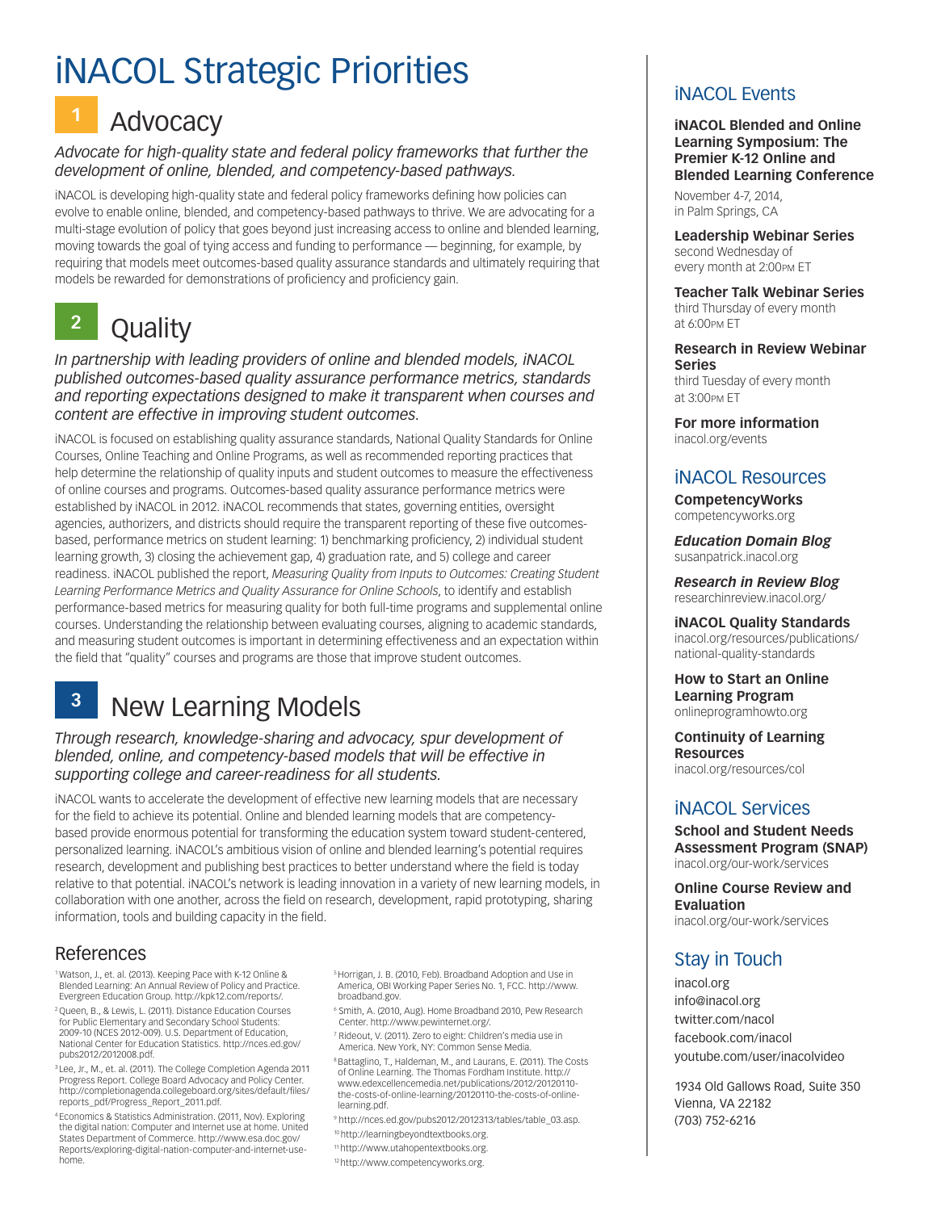# iNACOL Strategic Priorities

## 1 Advocacy

*Advocate for high-quality state and federal policy frameworks that further the development of online, blended, and competency-based pathways.*

iNACOL is developing high-quality state and federal policy frameworks defining how policies can evolve to enable online, blended, and competency-based pathways to thrive. We are advocating for a multi-stage evolution of policy that goes beyond just increasing access to online and blended learning, moving towards the goal of tying access and funding to performance — beginning, for example, by requiring that models meet outcomes-based quality assurance standards and ultimately requiring that models be rewarded for demonstrations of proficiency and proficiency gain.

## 2 Quality

*In partnership with leading providers of online and blended models, iNACOL published outcomes-based quality assurance performance metrics, standards and reporting expectations designed to make it transparent when courses and content are effective in improving student outcomes.*

iNACOL is focused on establishing quality assurance standards, National Quality Standards for Online Courses, Online Teaching and Online Programs, as well as recommended reporting practices that help determine the relationship of quality inputs and student outcomes to measure the effectiveness of online courses and programs. Outcomes-based quality assurance performance metrics were established by iNACOL in 2012. iNACOL recommends that states, governing entities, oversight agencies, authorizers, and districts should require the transparent reporting of these five outcomes-based, performance metrics on student learning: 1) benchmarking proficiency, 2) individual student learning growth, 3) closing the achievement gap, 4) graduation rate, and 5) college and career readiness. iNACOL published the report, *Measuring Quality from Inputs to Outcomes: Creating Student Learning Performance Metrics and Quality Assurance for Online Schools*, to identify and establish performance-based metrics for measuring quality for both full-time programs and supplemental online courses. Understanding the relationship between evaluating courses, aligning to academic standards, and measuring student outcomes is important in determining effectiveness and an expectation within the field that "quality" courses and programs are those that improve student outcomes.

## 3 New Learning Models

*Through research, knowledge-sharing and advocacy, spur development of blended, online, and competency-based models that will be effective in supporting college and career-readiness for all students.*

iNACOL wants to accelerate the development of effective new learning models that are necessary for the field to achieve its potential. Online and blended learning models that are competency-based provide enormous potential for transforming the education system toward student-centered, personalized learning. iNACOL's ambitious vision of online and blended learning's potential requires research, development and publishing best practices to better understand where the field is today relative to that potential. iNACOL's network is leading innovation in a variety of new learning models, in collaboration with one another, across the field on research, development, rapid prototyping, sharing information, tools and building capacity in the field.

## References

[1] Watson, J., et. al. (2013). Keeping Pace with K-12 Online & Blended Learning: An Annual Review of Policy and Practice. Evergreen Education Group. http://kpk12.com/reports/.

[2] Queen, B., & Lewis, L. (2011). Distance Education Courses for Public Elementary and Secondary School Students: 2009-10 (NCES 2012-009). U.S. Department of Education, National Center for Education Statistics. http://nces.ed.gov/pubs2012/2012008.pdf.

[3] Lee, Jr., M., et. al. (2011). The College Completion Agenda 2011 Progress Report. College Board Advocacy and Policy Center. http://completionagenda.collegeboard.org/sites/default/files/reports_pdf/Progress_Report_2011.pdf.

[4] Economics & Statistics Administration. (2011, Nov). Exploring the digital nation: Computer and Internet use at home. United States Department of Commerce. http://www.esa.doc.gov/Reports/exploring-digital-nation-computer-and-internet-use-home.

[5] Horrigan, J. B. (2010, Feb). Broadband Adoption and Use in America, OBI Working Paper Series No. 1, FCC. http://www.broadband.gov.

[6] Smith, A. (2010, Aug). Home Broadband 2010, Pew Research Center. http://www.pewinternet.org/.

[7] Rideout, V. (2011). Zero to eight: Children's media use in America. New York, NY: Common Sense Media.

[8] Battaglino, T., Haldeman, M., and Laurans, E. (2011). The Costs of Online Learning. The Thomas Fordham Institute. http://www.edexcellencemedia.net/publications/2012/20120110-the-costs-of-online-learning/20120110-the-costs-of-online-learning.pdf.

[9] http://nces.ed.gov/pubs2012/2012313/tables/table_03.asp.

[10] http://learningbeyondtextbooks.org.

[11] http://www.utahopentextbooks.org.

[12] http://www.competencyworks.org.

## iNACOL Events

**iNACOL Blended and Online Learning Symposium: The Premier K-12 Online and Blended Learning Conference**
November 4-7, 2014, in Palm Springs, CA

**Leadership Webinar Series**
second Wednesday of every month at 2:00PM ET

**Teacher Talk Webinar Series**
third Thursday of every month at 6:00PM ET

**Research in Review Webinar Series**
third Tuesday of every month at 3:00PM ET

**For more information**
inacol.org/events

## iNACOL Resources

**CompetencyWorks**
competencyworks.org

***Education Domain Blog***
susanpatrick.inacol.org

***Research in Review Blog***
researchinreview.inacol.org/

**iNACOL Quality Standards**
inacol.org/resources/publications/national-quality-standards

**How to Start an Online Learning Program**
onlineprogramhowto.org

**Continuity of Learning Resources**
inacol.org/resources/col

## iNACOL Services

**School and Student Needs Assessment Program (SNAP)**
inacol.org/our-work/services

**Online Course Review and Evaluation**
inacol.org/our-work/services

## Stay in Touch

inacol.org
info@inacol.org
twitter.com/nacol
facebook.com/inacol
youtube.com/user/inacolvideo

1934 Old Gallows Road, Suite 350
Vienna, VA 22182
(703) 752-6216